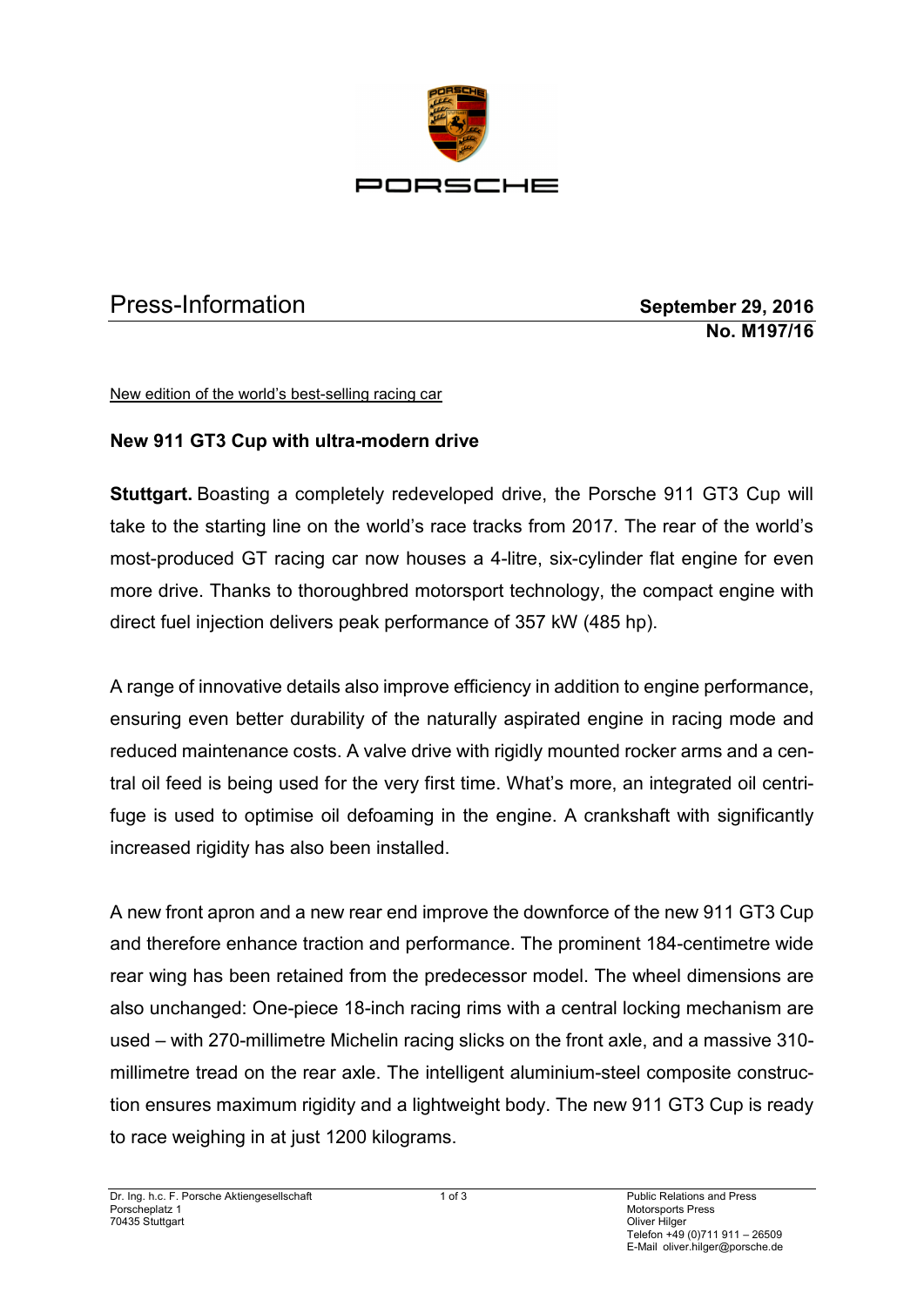# Press-Information

**September 29, 2016**
**No. M197/16**

New edition of the world's best-selling racing car

## New 911 GT3 Cup with ultra-modern drive

**Stuttgart.** Boasting a completely redeveloped drive, the Porsche 911 GT3 Cup will take to the starting line on the world's race tracks from 2017. The rear of the world's most-produced GT racing car now houses a 4-litre, six-cylinder flat engine for even more drive. Thanks to thoroughbred motorsport technology, the compact engine with direct fuel injection delivers peak performance of 357 kW (485 hp).

A range of innovative details also improve efficiency in addition to engine performance, ensuring even better durability of the naturally aspirated engine in racing mode and reduced maintenance costs. A valve drive with rigidly mounted rocker arms and a central oil feed is being used for the very first time. What's more, an integrated oil centrifuge is used to optimise oil defoaming in the engine. A crankshaft with significantly increased rigidity has also been installed.

A new front apron and a new rear end improve the downforce of the new 911 GT3 Cup and therefore enhance traction and performance. The prominent 184-centimetre wide rear wing has been retained from the predecessor model. The wheel dimensions are also unchanged: One-piece 18-inch racing rims with a central locking mechanism are used – with 270-millimetre Michelin racing slicks on the front axle, and a massive 310-millimetre tread on the rear axle. The intelligent aluminium-steel composite construction ensures maximum rigidity and a lightweight body. The new 911 GT3 Cup is ready to race weighing in at just 1200 kilograms.

Dr. Ing. h.c. F. Porsche Aktiengesellschaft
Porscheplatz 1
70435 Stuttgart

Public Relations and Press
Motorsports Press
Oliver Hilger
Telefon +49 (0)711 911 – 26509
E-Mail oliver.hilger@porsche.de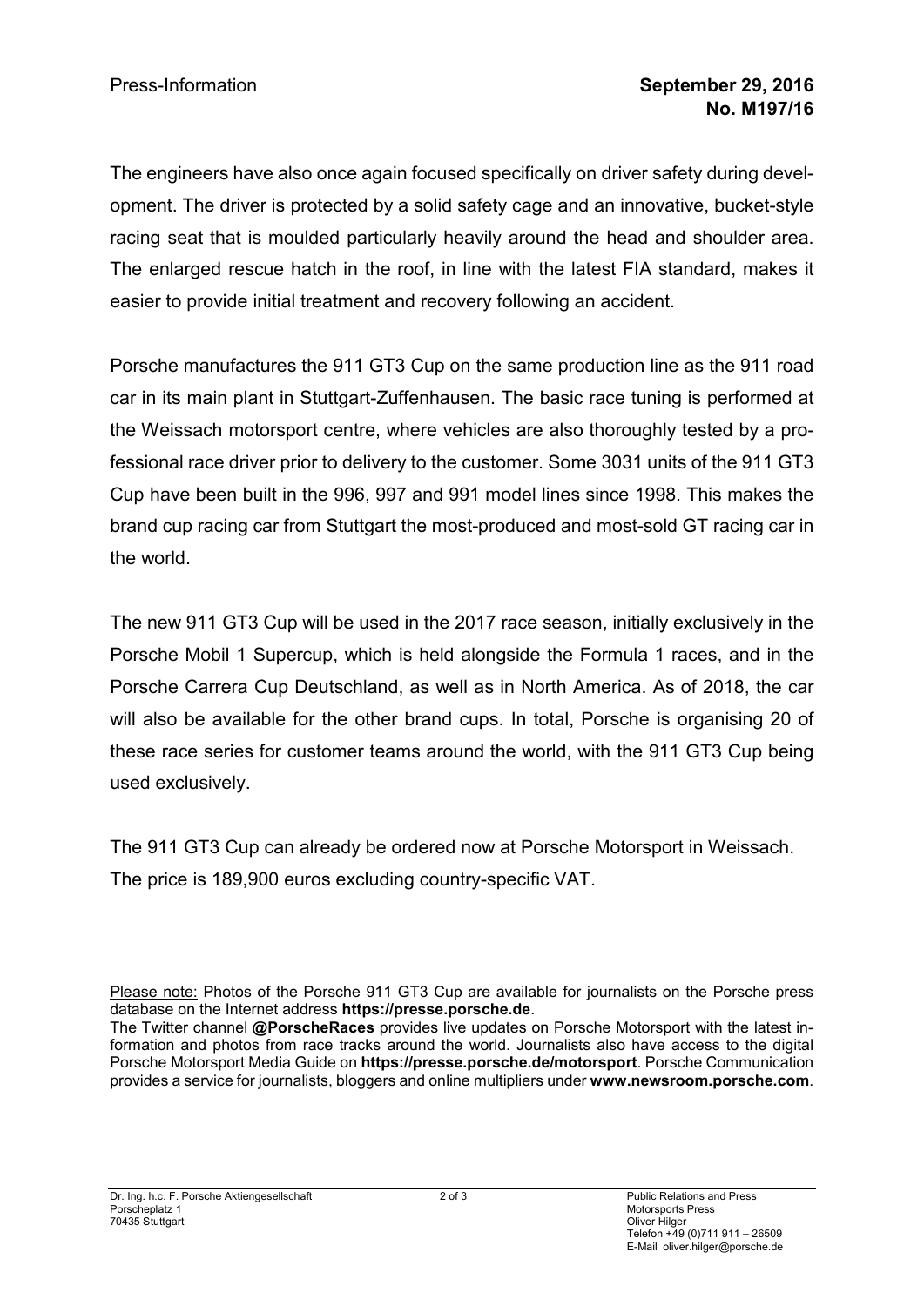The engineers have also once again focused specifically on driver safety during development. The driver is protected by a solid safety cage and an innovative, bucket-style racing seat that is moulded particularly heavily around the head and shoulder area. The enlarged rescue hatch in the roof, in line with the latest FIA standard, makes it easier to provide initial treatment and recovery following an accident.

Porsche manufactures the 911 GT3 Cup on the same production line as the 911 road car in its main plant in Stuttgart-Zuffenhausen. The basic race tuning is performed at the Weissach motorsport centre, where vehicles are also thoroughly tested by a professional race driver prior to delivery to the customer. Some 3031 units of the 911 GT3 Cup have been built in the 996, 997 and 991 model lines since 1998. This makes the brand cup racing car from Stuttgart the most-produced and most-sold GT racing car in the world.

The new 911 GT3 Cup will be used in the 2017 race season, initially exclusively in the Porsche Mobil 1 Supercup, which is held alongside the Formula 1 races, and in the Porsche Carrera Cup Deutschland, as well as in North America. As of 2018, the car will also be available for the other brand cups. In total, Porsche is organising 20 of these race series for customer teams around the world, with the 911 GT3 Cup being used exclusively.

The 911 GT3 Cup can already be ordered now at Porsche Motorsport in Weissach.
The price is 189,900 euros excluding country-specific VAT.

Please note: Photos of the Porsche 911 GT3 Cup are available for journalists on the Porsche press database on the Internet address **https://presse.porsche.de**.
The Twitter channel **@PorscheRaces** provides live updates on Porsche Motorsport with the latest information and photos from race tracks around the world. Journalists also have access to the digital Porsche Motorsport Media Guide on **https://presse.porsche.de/motorsport**. Porsche Communication provides a service for journalists, bloggers and online multipliers under **www.newsroom.porsche.com**.